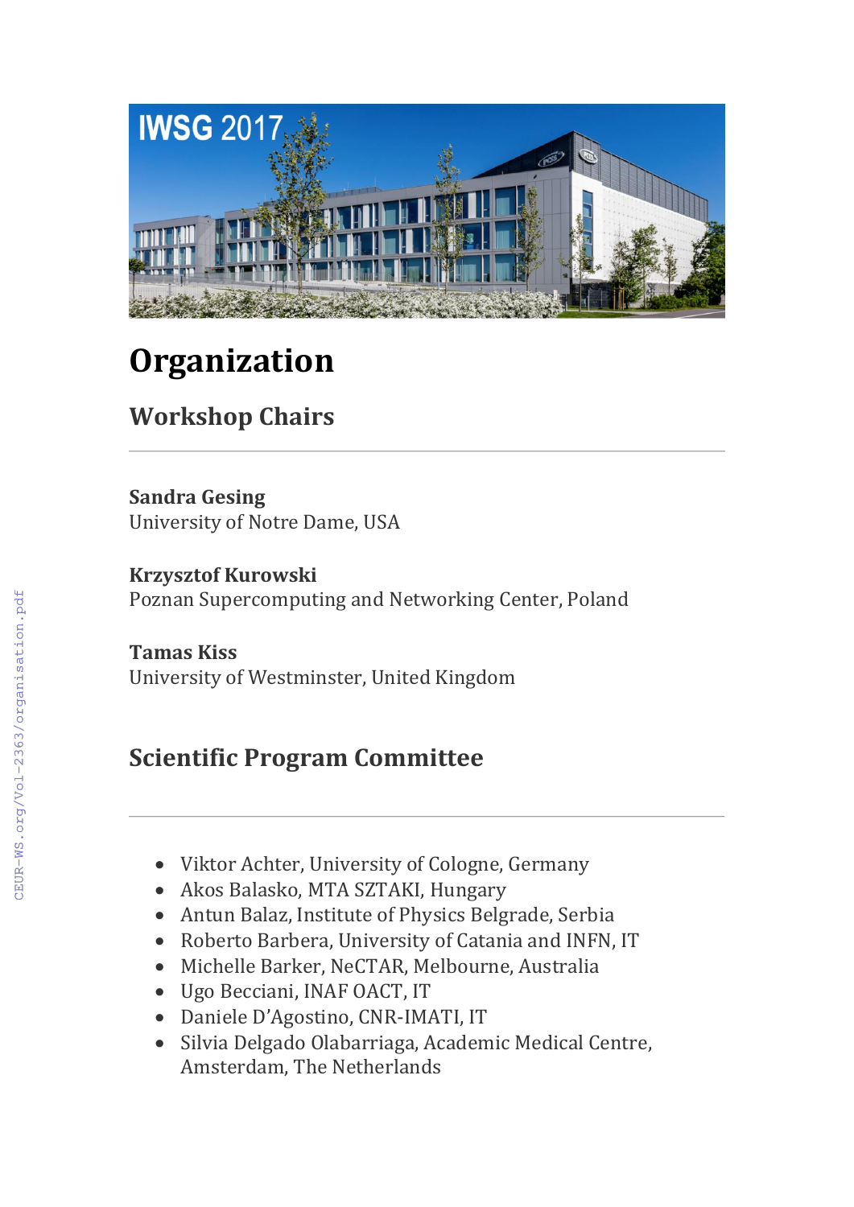# Organization

## Workshop Chairs

**Sandra Gesing**
University of Notre Dame, USA

**Krzysztof Kurowski**
Poznan Supercomputing and Networking Center, Poland

**Tamas Kiss**
University of Westminster, United Kingdom

## Scientific Program Committee

- Viktor Achter, University of Cologne, Germany
- Akos Balasko, MTA SZTAKI, Hungary
- Antun Balaz, Institute of Physics Belgrade, Serbia
- Roberto Barbera, University of Catania and INFN, IT
- Michelle Barker, NeCTAR, Melbourne, Australia
- Ugo Becciani, INAF OACT, IT
- Daniele D'Agostino, CNR-IMATI, IT
- Silvia Delgado Olabarriaga, Academic Medical Centre, Amsterdam, The Netherlands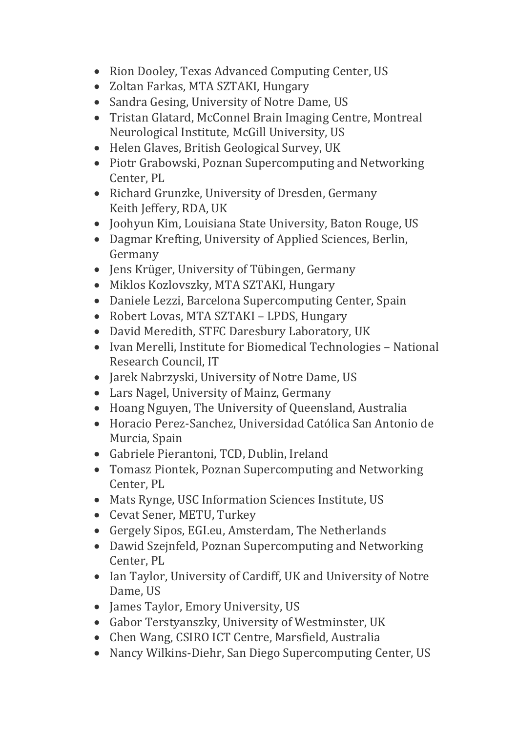- Rion Dooley, Texas Advanced Computing Center, US
- Zoltan Farkas, MTA SZTAKI, Hungary
- Sandra Gesing, University of Notre Dame, US
- Tristan Glatard, McConnel Brain Imaging Centre, Montreal Neurological Institute, McGill University, US
- Helen Glaves, British Geological Survey, UK
- Piotr Grabowski, Poznan Supercomputing and Networking Center, PL
- Richard Grunzke, University of Dresden, Germany
  Keith Jeffery, RDA, UK
- Joohyun Kim, Louisiana State University, Baton Rouge, US
- Dagmar Krefting, University of Applied Sciences, Berlin, Germany
- Jens Krüger, University of Tübingen, Germany
- Miklos Kozlovszky, MTA SZTAKI, Hungary
- Daniele Lezzi, Barcelona Supercomputing Center, Spain
- Robert Lovas, MTA SZTAKI – LPDS, Hungary
- David Meredith, STFC Daresbury Laboratory, UK
- Ivan Merelli, Institute for Biomedical Technologies – National Research Council, IT
- Jarek Nabrzyski, University of Notre Dame, US
- Lars Nagel, University of Mainz, Germany
- Hoang Nguyen, The University of Queensland, Australia
- Horacio Perez-Sanchez, Universidad Católica San Antonio de Murcia, Spain
- Gabriele Pierantoni, TCD, Dublin, Ireland
- Tomasz Piontek, Poznan Supercomputing and Networking Center, PL
- Mats Rynge, USC Information Sciences Institute, US
- Cevat Sener, METU, Turkey
- Gergely Sipos, EGI.eu, Amsterdam, The Netherlands
- Dawid Szejnfeld, Poznan Supercomputing and Networking Center, PL
- Ian Taylor, University of Cardiff, UK and University of Notre Dame, US
- James Taylor, Emory University, US
- Gabor Terstyanszky, University of Westminster, UK
- Chen Wang, CSIRO ICT Centre, Marsfield, Australia
- Nancy Wilkins-Diehr, San Diego Supercomputing Center, US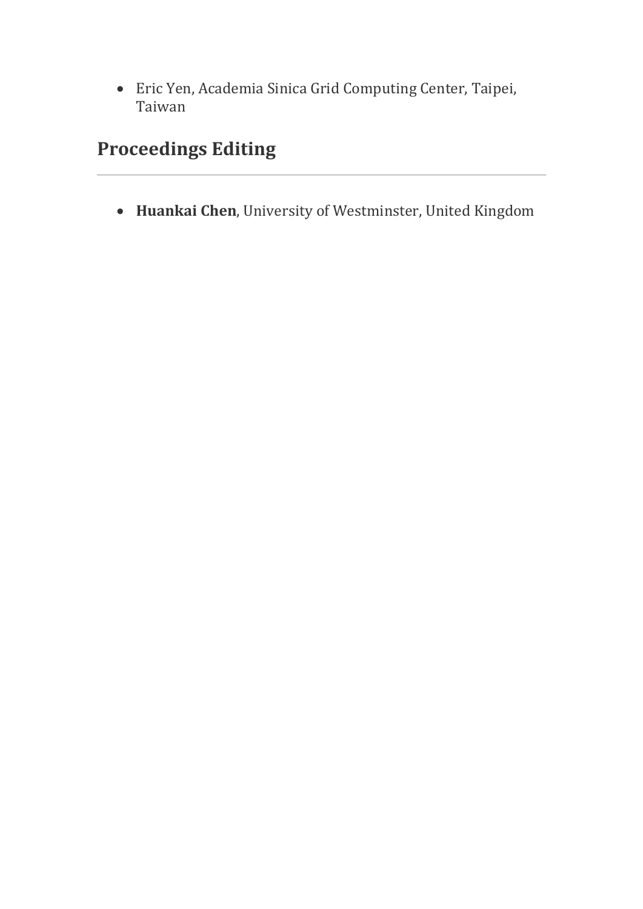- Eric Yen, Academia Sinica Grid Computing Center, Taipei, Taiwan

## Proceedings Editing

---

- **Huankai Chen**, University of Westminster, United Kingdom